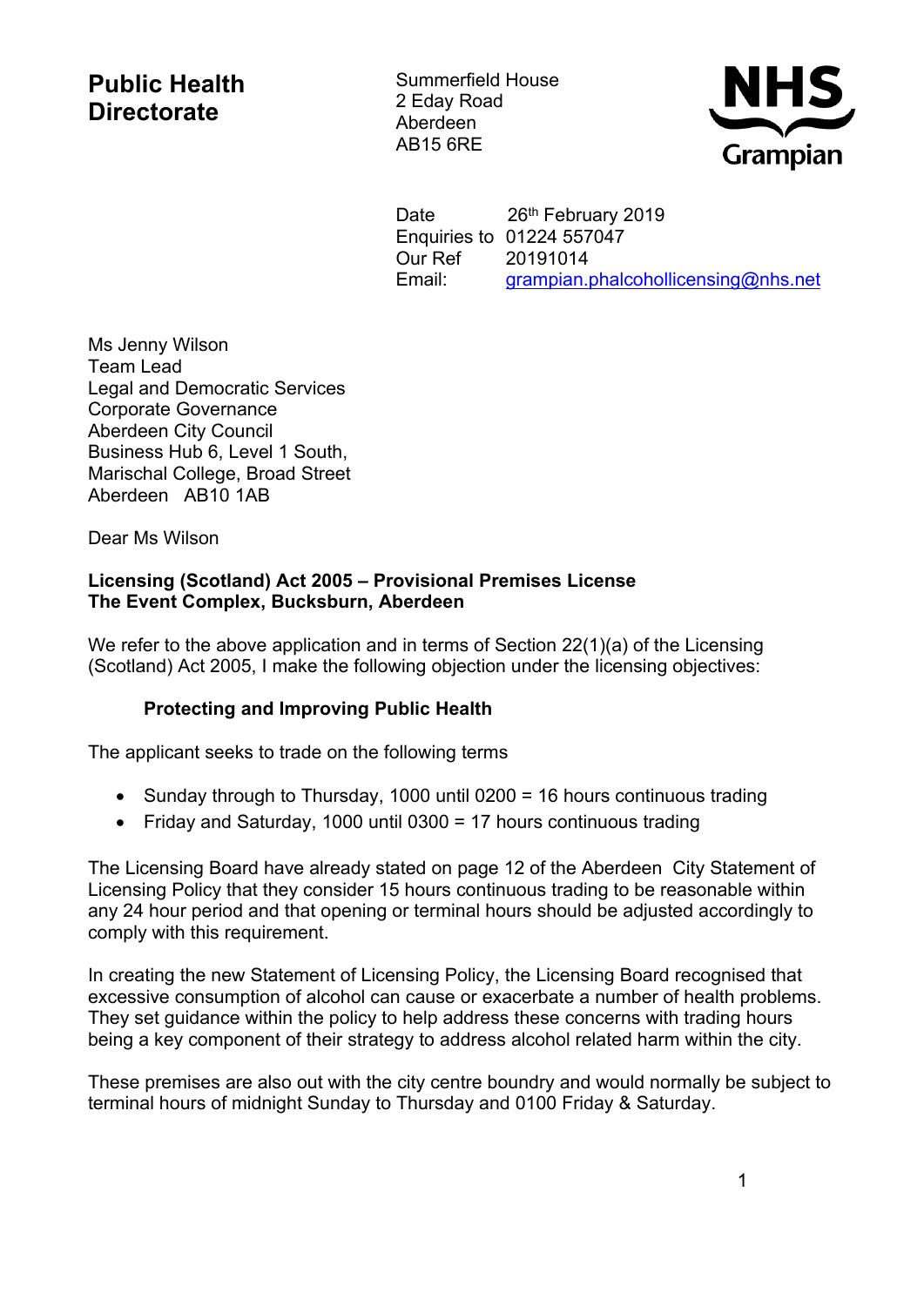**Public Health Directorate**

Summerfield House
2 Eday Road
Aberdeen
AB15 6RE

NHS Grampian

Date 26th February 2019
Enquiries to 01224 557047
Our Ref 20191014
Email: grampian.phalcohollicensing@nhs.net

Ms Jenny Wilson
Team Lead
Legal and Democratic Services
Corporate Governance
Aberdeen City Council
Business Hub 6, Level 1 South,
Marischal College, Broad Street
Aberdeen AB10 1AB

Dear Ms Wilson

**Licensing (Scotland) Act 2005 – Provisional Premises License**
**The Event Complex, Bucksburn, Aberdeen**

We refer to the above application and in terms of Section 22(1)(a) of the Licensing (Scotland) Act 2005, I make the following objection under the licensing objectives:

**Protecting and Improving Public Health**

The applicant seeks to trade on the following terms

- Sunday through to Thursday, 1000 until 0200 = 16 hours continuous trading
- Friday and Saturday, 1000 until 0300 = 17 hours continuous trading

The Licensing Board have already stated on page 12 of the Aberdeen City Statement of Licensing Policy that they consider 15 hours continuous trading to be reasonable within any 24 hour period and that opening or terminal hours should be adjusted accordingly to comply with this requirement.

In creating the new Statement of Licensing Policy, the Licensing Board recognised that excessive consumption of alcohol can cause or exacerbate a number of health problems. They set guidance within the policy to help address these concerns with trading hours being a key component of their strategy to address alcohol related harm within the city.

These premises are also out with the city centre boundry and would normally be subject to terminal hours of midnight Sunday to Thursday and 0100 Friday & Saturday.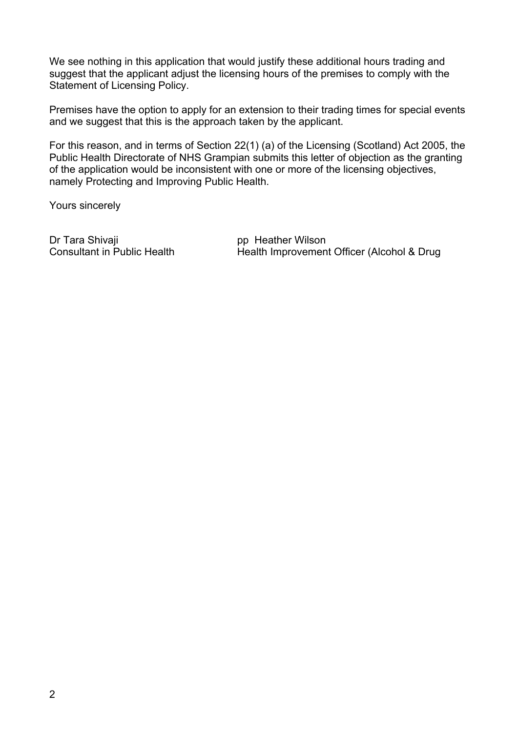We see nothing in this application that would justify these additional hours trading and suggest that the applicant adjust the licensing hours of the premises to comply with the Statement of Licensing Policy.

Premises have the option to apply for an extension to their trading times for special events and we suggest that this is the approach taken by the applicant.

For this reason, and in terms of Section 22(1) (a) of the Licensing (Scotland) Act 2005, the Public Health Directorate of NHS Grampian submits this letter of objection as the granting of the application would be inconsistent with one or more of the licensing objectives, namely Protecting and Improving Public Health.

Yours sincerely

Dr Tara Shivaji
Consultant in Public Health

pp Heather Wilson
Health Improvement Officer (Alcohol & Drug